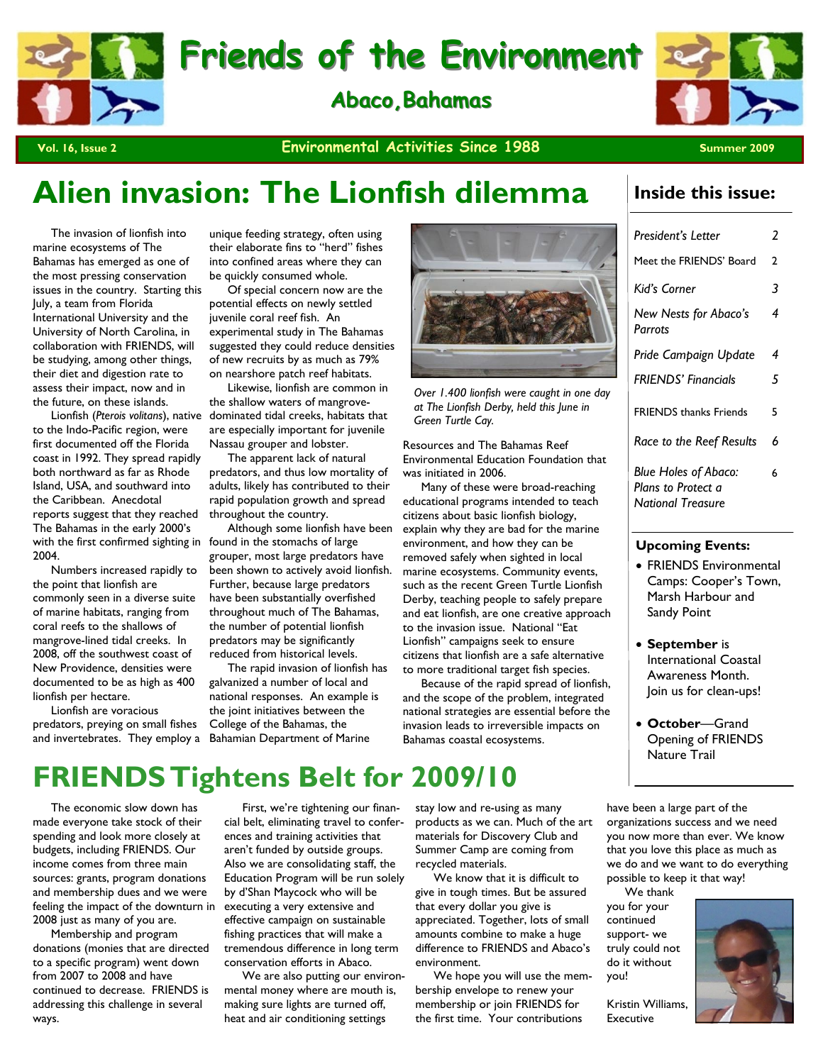# Friends of the Environment

## Abaco, Bahamas

Vol. 16, Issue 2 — Environmental Activities Since 1988 — Summer 2009

## Alien invasion: The Lionfish dilemma

The invasion of lionfish into marine ecosystems of The Bahamas has emerged as one of the most pressing conservation issues in the country. Starting this July, a team from Florida International University and the University of North Carolina, in collaboration with FRIENDS, will be studying, among other things, their diet and digestion rate to assess their impact, now and in the future, on these islands.

Lionfish (*Pterois volitans*), native to the Indo-Pacific region, were first documented off the Florida coast in 1992. They spread rapidly both northward as far as Rhode Island, USA, and southward into the Caribbean. Anecdotal reports suggest that they reached The Bahamas in the early 2000's with the first confirmed sighting in 2004.

Numbers increased rapidly to the point that lionfish are commonly seen in a diverse suite of marine habitats, ranging from coral reefs to the shallows of mangrove-lined tidal creeks. In 2008, off the southwest coast of New Providence, densities were documented to be as high as 400 lionfish per hectare.

Lionfish are voracious predators, preying on small fishes and invertebrates. They employ a unique feeding strategy, often using their elaborate fins to "herd" fishes into confined areas where they can be quickly consumed whole.

Of special concern now are the potential effects on newly settled juvenile coral reef fish. An experimental study in The Bahamas suggested they could reduce densities of new recruits by as much as 79% on nearshore patch reef habitats.

Likewise, lionfish are common in the shallow waters of mangrove-dominated tidal creeks, habitats that are especially important for juvenile Nassau grouper and lobster.

The apparent lack of natural predators, and thus low mortality of adults, likely has contributed to their rapid population growth and spread throughout the country.

Although some lionfish have been found in the stomachs of large grouper, most large predators have been shown to actively avoid lionfish. Further, because large predators have been substantially overfished throughout much of The Bahamas, the number of potential lionfish predators may be significantly reduced from historical levels.

The rapid invasion of lionfish has galvanized a number of local and national responses. An example is the joint initiatives between the College of the Bahamas, the Bahamian Department of Marine Resources and The Bahamas Reef Environmental Education Foundation that was initiated in 2006.

*Over 1.400 lionfish were caught in one day at The Lionfish Derby, held this June in Green Turtle Cay.*

Many of these were broad-reaching educational programs intended to teach citizens about basic lionfish biology, explain why they are bad for the marine environment, and how they can be removed safely when sighted in local marine ecosystems. Community events, such as the recent Green Turtle Lionfish Derby, teaching people to safely prepare and eat lionfish, are one creative approach to the invasion issue. National "Eat Lionfish" campaigns seek to ensure citizens that lionfish are a safe alternative to more traditional target fish species.

Because of the rapid spread of lionfish, and the scope of the problem, integrated national strategies are essential before the invasion leads to irreversible impacts on Bahamas coastal ecosystems.

### Inside this issue:

| | |
|---|---|
| *President's Letter* | 2 |
| Meet the FRIENDS' Board | 2 |
| *Kid's Corner* | 3 |
| *New Nests for Abaco's Parrots* | 4 |
| *Pride Campaign Update* | 4 |
| *FRIENDS' Financials* | 5 |
| FRIENDS thanks Friends | 5 |
| *Race to the Reef Results* | 6 |
| *Blue Holes of Abaco: Plans to Protect a National Treasure* | 6 |

### Upcoming Events:

- FRIENDS Environmental Camps: Cooper's Town, Marsh Harbour and Sandy Point
- **September** is International Coastal Awareness Month. Join us for clean-ups!
- **October**—Grand Opening of FRIENDS Nature Trail

## FRIENDS Tightens Belt for 2009/10

The economic slow down has made everyone take stock of their spending and look more closely at budgets, including FRIENDS. Our income comes from three main sources: grants, program donations and membership dues and we were feeling the impact of the downturn in 2008 just as many of you are.

Membership and program donations (monies that are directed to a specific program) went down from 2007 to 2008 and have continued to decrease. FRIENDS is addressing this challenge in several ways.

First, we're tightening our financial belt, eliminating travel to conferences and training activities that aren't funded by outside groups. Also we are consolidating staff, the Education Program will be run solely by d'Shan Maycock who will be executing a very extensive and effective campaign on sustainable fishing practices that will make a tremendous difference in long term conservation efforts in Abaco.

We are also putting our environmental money where are mouth is, making sure lights are turned off, heat and air conditioning settings stay low and re-using as many products as we can. Much of the art materials for Discovery Club and Summer Camp are coming from recycled materials.

We know that it is difficult to give in tough times. But be assured that every dollar you give is appreciated. Together, lots of small amounts combine to make a huge difference to FRIENDS and Abaco's environment.

We hope you will use the membership envelope to renew your membership or join FRIENDS for the first time. Your contributions have been a large part of the organizations success and we need you now more than ever. We know that you love this place as much as we do and we want to do everything possible to keep it that way!

We thank you for your continued support- we truly could not do it without you!

Kristin Williams, Executive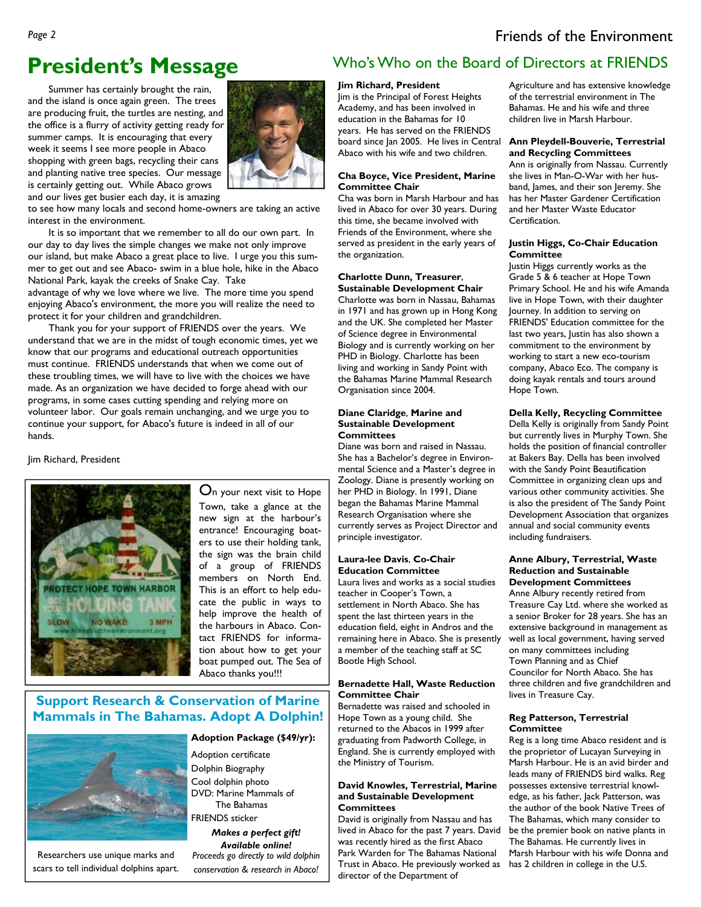# President's Message

Summer has certainly brought the rain, and the island is once again green. The trees are producing fruit, the turtles are nesting, and the office is a flurry of activity getting ready for summer camps. It is encouraging that every week it seems I see more people in Abaco shopping with green bags, recycling their cans and planting native tree species. Our message is certainly getting out. While Abaco grows and our lives get busier each day, it is amazing to see how many locals and second home-owners are taking an active interest in the environment.

It is so important that we remember to all do our own part. In our day to day lives the simple changes we make not only improve our island, but make Abaco a great place to live. I urge you this summer to get out and see Abaco- swim in a blue hole, hike in the Abaco National Park, kayak the creeks of Snake Cay. Take advantage of why we love where we live. The more time you spend enjoying Abaco's environment, the more you will realize the need to protect it for your children and grandchildren.

Thank you for your support of FRIENDS over the years. We understand that we are in the midst of tough economic times, yet we know that our programs and educational outreach opportunities must continue. FRIENDS understands that when we come out of these troubling times, we will have to live with the choices we have made. As an organization we have decided to forge ahead with our programs, in some cases cutting spending and relying more on volunteer labor. Our goals remain unchanging, and we urge you to continue your support, for Abaco's future is indeed in all of our hands.

Jim Richard, President

On your next visit to Hope Town, take a glance at the new sign at the harbour's entrance! Encouraging boaters to use their holding tank, the sign was the brain child of a group of FRIENDS members on North End. This is an effort to help educate the public in ways to help improve the health of the harbours in Abaco. Contact FRIENDS for information about how to get your boat pumped out. The Sea of Abaco thanks you!!!

## Support Research & Conservation of Marine Mammals in The Bahamas. Adopt A Dolphin!

**Adoption Package ($49/yr):**

- Adoption certificate
- Dolphin Biography
- Cool dolphin photo
- DVD: Marine Mammals of The Bahamas
- FRIENDS sticker

***Makes a perfect gift!***
***Available online!***

*Proceeds go directly to wild dolphin conservation & research in Abaco!*

Researchers use unique marks and scars to tell individual dolphins apart.

## Who's Who on the Board of Directors at FRIENDS

**Jim Richard, President**
Jim is the Principal of Forest Heights Academy, and has been involved in education in the Bahamas for 10 years. He has served on the FRIENDS board since Jan 2005. He lives in Central Abaco with his wife and two children.

**Cha Boyce, Vice President, Marine Committee Chair**
Cha was born in Marsh Harbour and has lived in Abaco for over 30 years. During this time, she became involved with Friends of the Environment, where she served as president in the early years of the organization.

**Charlotte Dunn, Treasurer, Sustainable Development Chair**
Charlotte was born in Nassau, Bahamas in 1971 and has grown up in Hong Kong and the UK. She completed her Master of Science degree in Environmental Biology and is currently working on her PHD in Biology. Charlotte has been living and working in Sandy Point with the Bahamas Marine Mammal Research Organisation since 2004.

**Diane Claridge, Marine and Sustainable Development Committees**
Diane was born and raised in Nassau. She has a Bachelor's degree in Environmental Science and a Master's degree in Zoology. Diane is presently working on her PHD in Biology. In 1991, Diane began the Bahamas Marine Mammal Research Organisation where she currently serves as Project Director and principle investigator.

**Laura-lee Davis, Co-Chair Education Committee**
Laura lives and works as a social studies teacher in Cooper's Town, a settlement in North Abaco. She has spent the last thirteen years in the education field, eight in Andros and the remaining here in Abaco. She is presently a member of the teaching staff at SC Bootle High School.

**Bernadette Hall, Waste Reduction Committee Chair**
Bernadette was raised and schooled in Hope Town as a young child. She returned to the Abacos in 1999 after graduating from Padworth College, in England. She is currently employed with the Ministry of Tourism.

**David Knowles, Terrestrial, Marine and Sustainable Development Committees**
David is originally from Nassau and has lived in Abaco for the past 7 years. David was recently hired as the first Abaco Park Warden for The Bahamas National Trust in Abaco. He previously worked as director of the Department of Agriculture and has extensive knowledge of the terrestrial environment in The Bahamas. He and his wife and three children live in Marsh Harbour.

**Ann Pleydell-Bouverie, Terrestrial and Recycling Committees**
Ann is originally from Nassau. Currently she lives in Man-O-War with her husband, James, and their son Jeremy. She has her Master Gardener Certification and her Master Waste Educator Certification.

**Justin Higgs, Co-Chair Education Committee**
Justin Higgs currently works as the Grade 5 & 6 teacher at Hope Town Primary School. He and his wife Amanda live in Hope Town, with their daughter Journey. In addition to serving on FRIENDS' Education committee for the last two years, Justin has also shown a commitment to the environment by working to start a new eco-tourism company, Abaco Eco. The company is doing kayak rentals and tours around Hope Town.

**Della Kelly, Recycling Committee**
Della Kelly is originally from Sandy Point but currently lives in Murphy Town. She holds the position of financial controller at Bakers Bay. Della has been involved with the Sandy Point Beautification Committee in organizing clean ups and various other community activities. She is also the president of The Sandy Point Development Association that organizes annual and social community events including fundraisers.

**Anne Albury, Terrestrial, Waste Reduction and Sustainable Development Committees**
Anne Albury recently retired from Treasure Cay Ltd. where she worked as a senior Broker for 28 years. She has an extensive background in management as well as local government, having served on many committees including Town Planning and as Chief Councilor for North Abaco. She has three children and five grandchildren and lives in Treasure Cay.

**Reg Patterson, Terrestrial Committee**
Reg is a long time Abaco resident and is the proprietor of Lucayan Surveying in Marsh Harbour. He is an avid birder and leads many of FRIENDS bird walks. Reg possesses extensive terrestrial knowledge, as his father, Jack Patterson, was the author of the book Native Trees of The Bahamas, which many consider to be the premier book on native plants in The Bahamas. He currently lives in Marsh Harbour with his wife Donna and has 2 children in college in the U.S.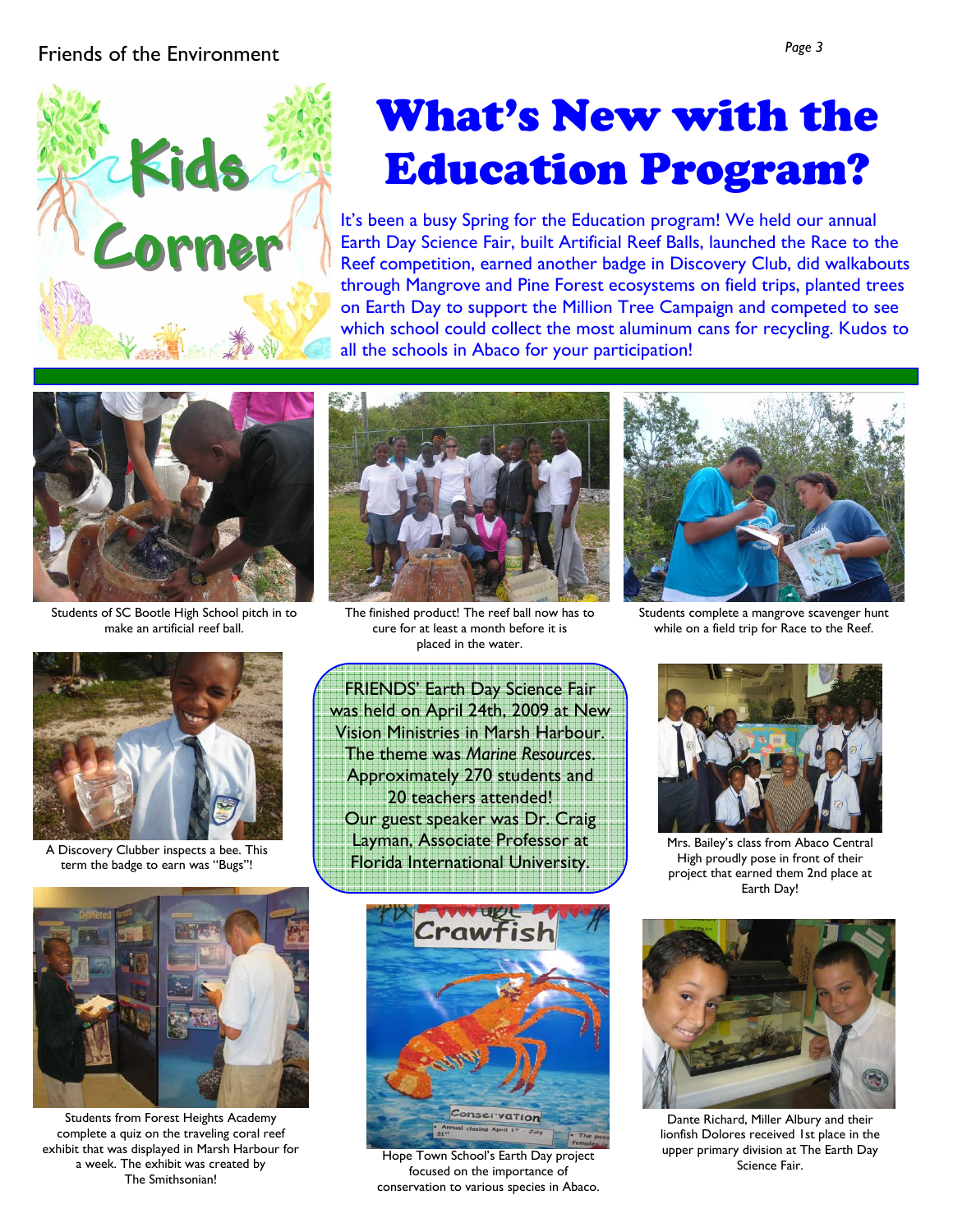# What's New with the Education Program?

It's been a busy Spring for the Education program! We held our annual Earth Day Science Fair, built Artificial Reef Balls, launched the Race to the Reef competition, earned another badge in Discovery Club, did walkabouts through Mangrove and Pine Forest ecosystems on field trips, planted trees on Earth Day to support the Million Tree Campaign and competed to see which school could collect the most aluminum cans for recycling. Kudos to all the schools in Abaco for your participation!

Students of SC Bootle High School pitch in to make an artificial reef ball.

The finished product! The reef ball now has to cure for at least a month before it is placed in the water.

Students complete a mangrove scavenger hunt while on a field trip for Race to the Reef.

A Discovery Clubber inspects a bee. This term the badge to earn was "Bugs"!

FRIENDS' Earth Day Science Fair was held on April 24th, 2009 at New Vision Ministries in Marsh Harbour. The theme was *Marine Resources*. Approximately 270 students and 20 teachers attended! Our guest speaker was Dr. Craig Layman, Associate Professor at Florida International University.

Mrs. Bailey's class from Abaco Central High proudly pose in front of their project that earned them 2nd place at Earth Day!

Students from Forest Heights Academy complete a quiz on the traveling coral reef exhibit that was displayed in Marsh Harbour for a week. The exhibit was created by The Smithsonian!

Hope Town School's Earth Day project focused on the importance of conservation to various species in Abaco.

Dante Richard, Miller Albury and their lionfish Dolores received 1st place in the upper primary division at The Earth Day Science Fair.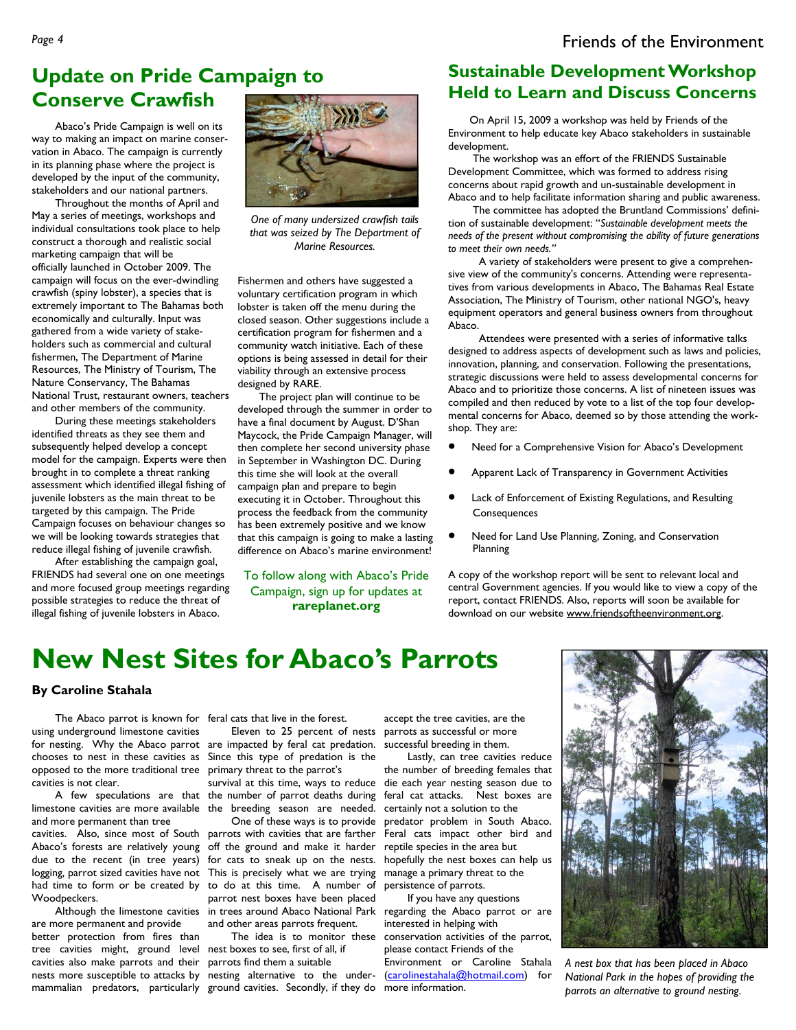## Update on Pride Campaign to Conserve Crawfish

Abaco's Pride Campaign is well on its way to making an impact on marine conservation in Abaco. The campaign is currently in its planning phase where the project is developed by the input of the community, stakeholders and our national partners.

Throughout the months of April and May a series of meetings, workshops and individual consultations took place to help construct a thorough and realistic social marketing campaign that will be officially launched in October 2009. The campaign will focus on the ever-dwindling crawfish (spiny lobster), a species that is extremely important to The Bahamas both economically and culturally. Input was gathered from a wide variety of stakeholders such as commercial and cultural fishermen, The Department of Marine Resources, The Ministry of Tourism, The Nature Conservancy, The Bahamas National Trust, restaurant owners, teachers and other members of the community.

During these meetings stakeholders identified threats as they see them and subsequently helped develop a concept model for the campaign. Experts were then brought in to complete a threat ranking assessment which identified illegal fishing of juvenile lobsters as the main threat to be targeted by this campaign. The Pride Campaign focuses on behaviour changes so we will be looking towards strategies that reduce illegal fishing of juvenile crawfish.

After establishing the campaign goal, FRIENDS had several one on one meetings and more focused group meetings regarding possible strategies to reduce the threat of illegal fishing of juvenile lobsters in Abaco.

*One of many undersized crawfish tails that was seized by The Department of Marine Resources.*

Fishermen and others have suggested a voluntary certification program in which lobster is taken off the menu during the closed season. Other suggestions include a certification program for fishermen and a community watch initiative. Each of these options is being assessed in detail for their viability through an extensive process designed by RARE.

The project plan will continue to be developed through the summer in order to have a final document by August. D'Shan Maycock, the Pride Campaign Manager, will then complete her second university phase in September in Washington DC. During this time she will look at the overall campaign plan and prepare to begin executing it in October. Throughout this process the feedback from the community has been extremely positive and we know that this campaign is going to make a lasting difference on Abaco's marine environment!

To follow along with Abaco's Pride Campaign, sign up for updates at **rareplanet.org**

## Sustainable Development Workshop Held to Learn and Discuss Concerns

On April 15, 2009 a workshop was held by Friends of the Environment to help educate key Abaco stakeholders in sustainable development.

The workshop was an effort of the FRIENDS Sustainable Development Committee, which was formed to address rising concerns about rapid growth and un-sustainable development in Abaco and to help facilitate information sharing and public awareness.

The committee has adopted the Bruntland Commissions' definition of sustainable development: "*Sustainable development meets the needs of the present without compromising the ability of future generations to meet their own needs.*"

A variety of stakeholders were present to give a comprehensive view of the community's concerns. Attending were representatives from various developments in Abaco, The Bahamas Real Estate Association, The Ministry of Tourism, other national NGO's, heavy equipment operators and general business owners from throughout Abaco.

Attendees were presented with a series of informative talks designed to address aspects of development such as laws and policies, innovation, planning, and conservation. Following the presentations, strategic discussions were held to assess developmental concerns for Abaco and to prioritize those concerns. A list of nineteen issues was compiled and then reduced by vote to a list of the top four developmental concerns for Abaco, deemed so by those attending the workshop. They are:

- Need for a Comprehensive Vision for Abaco's Development
- Apparent Lack of Transparency in Government Activities
- Lack of Enforcement of Existing Regulations, and Resulting Consequences
- Need for Land Use Planning, Zoning, and Conservation Planning

A copy of the workshop report will be sent to relevant local and central Government agencies. If you would like to view a copy of the report, contact FRIENDS. Also, reports will soon be available for download on our website www.friendsoftheenvironment.org.

# New Nest Sites for Abaco's Parrots

**By Caroline Stahala**

The Abaco parrot is known for using underground limestone cavities for nesting. Why the Abaco parrot chooses to nest in these cavities as opposed to the more traditional tree cavities is not clear.

A few speculations are that limestone cavities are more available and more permanent than tree cavities. Also, since most of South Abaco's forests are relatively young due to the recent (in tree years) logging, parrot sized cavities have not had time to form or be created by Woodpeckers.

Although the limestone cavities are more permanent and provide better protection from fires than tree cavities might, ground level cavities also make parrots and their nests more susceptible to attacks by mammalian predators, particularly feral cats that live in the forest.

Eleven to 25 percent of nests are impacted by feral cat predation. Since this type of predation is the primary threat to the parrot's survival at this time, ways to reduce the number of parrot deaths during the breeding season are needed.

One of these ways is to provide parrots with cavities that are farther off the ground and make it harder for cats to sneak up on the nests. This is precisely what we are trying to do at this time. A number of parrot nest boxes have been placed in trees around Abaco National Park and other areas parrots frequent.

The idea is to monitor these nest boxes to see, first of all, if parrots find them a suitable nesting alternative to the underground cavities. Secondly, if they do accept the tree cavities, are the parrots as successful or more successful breeding in them.

Lastly, can tree cavities reduce the number of breeding females that die each year nesting season due to feral cat attacks. Nest boxes are certainly not a solution to the predator problem in South Abaco. Feral cats impact other bird and reptile species in the area but hopefully the nest boxes can help us manage a primary threat to the persistence of parrots.

If you have any questions regarding the Abaco parrot or are interested in helping with conservation activities of the parrot, please contact Friends of the Environment or Caroline Stahala (carolinestahala@hotmail.com) for more information.

*A nest box that has been placed in Abaco National Park in the hopes of providing the parrots an alternative to ground nesting.*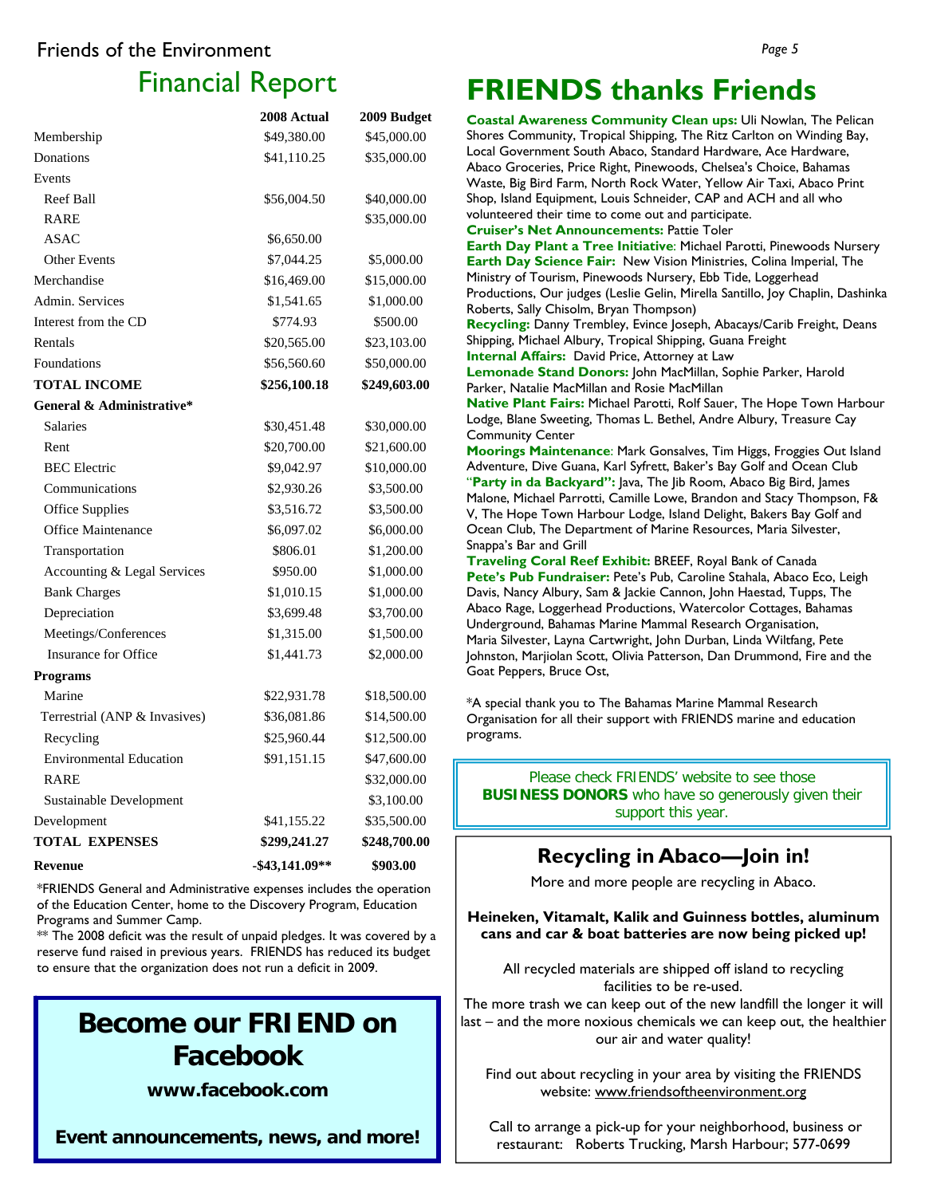Friends of the Environment

# Financial Report

| | 2008 Actual | 2009 Budget |
|---|---|---|
| Membership | $49,380.00 | $45,000.00 |
| Donations | $41,110.25 | $35,000.00 |
| Events | | |
| Reef Ball | $56,004.50 | $40,000.00 |
| RARE | | $35,000.00 |
| ASAC | $6,650.00 | |
| Other Events | $7,044.25 | $5,000.00 |
| Merchandise | $16,469.00 | $15,000.00 |
| Admin. Services | $1,541.65 | $1,000.00 |
| Interest from the CD | $774.93 | $500.00 |
| Rentals | $20,565.00 | $23,103.00 |
| Foundations | $56,560.60 | $50,000.00 |
| **TOTAL INCOME** | **$256,100.18** | **$249,603.00** |
| **General & Administrative*** | | |
| Salaries | $30,451.48 | $30,000.00 |
| Rent | $20,700.00 | $21,600.00 |
| BEC Electric | $9,042.97 | $10,000.00 |
| Communications | $2,930.26 | $3,500.00 |
| Office Supplies | $3,516.72 | $3,500.00 |
| Office Maintenance | $6,097.02 | $6,000.00 |
| Transportation | $806.01 | $1,200.00 |
| Accounting & Legal Services | $950.00 | $1,000.00 |
| Bank Charges | $1,010.15 | $1,000.00 |
| Depreciation | $3,699.48 | $3,700.00 |
| Meetings/Conferences | $1,315.00 | $1,500.00 |
| Insurance for Office | $1,441.73 | $2,000.00 |
| **Programs** | | |
| Marine | $22,931.78 | $18,500.00 |
| Terrestrial (ANP & Invasives) | $36,081.86 | $14,500.00 |
| Recycling | $25,960.44 | $12,500.00 |
| Environmental Education | $91,151.15 | $47,600.00 |
| RARE | | $32,000.00 |
| Sustainable Development | | $3,100.00 |
| Development | $41,155.22 | $35,500.00 |
| **TOTAL EXPENSES** | **$299,241.27** | **$248,700.00** |
| **Revenue** | **-$43,141.09**** | **$903.00** |

*FRIENDS General and Administrative expenses includes the operation of the Education Center, home to the Discovery Program, Education Programs and Summer Camp.

** The 2008 deficit was the result of unpaid pledges. It was covered by a reserve fund raised in previous years. FRIENDS has reduced its budget to ensure that the organization does not run a deficit in 2009.

## Become our FRIEND on Facebook

**www.facebook.com**

**Event announcements, news, and more!**

# FRIENDS thanks Friends

**Coastal Awareness Community Clean ups:** Uli Nowlan, The Pelican Shores Community, Tropical Shipping, The Ritz Carlton on Winding Bay, Local Government South Abaco, Standard Hardware, Ace Hardware, Abaco Groceries, Price Right, Pinewoods, Chelsea's Choice, Bahamas Waste, Big Bird Farm, North Rock Water, Yellow Air Taxi, Abaco Print Shop, Island Equipment, Louis Schneider, CAP and ACH and all who volunteered their time to come out and participate.
**Cruiser's Net Announcements:** Pattie Toler
**Earth Day Plant a Tree Initiative**: Michael Parotti, Pinewoods Nursery
**Earth Day Science Fair:** New Vision Ministries, Colina Imperial, The Ministry of Tourism, Pinewoods Nursery, Ebb Tide, Loggerhead Productions, Our judges (Leslie Gelin, Mirella Santillo, Joy Chaplin, Dashinka Roberts, Sally Chisolm, Bryan Thompson)
**Recycling:** Danny Trembley, Evince Joseph, Abacays/Carib Freight, Deans Shipping, Michael Albury, Tropical Shipping, Guana Freight
**Internal Affairs:** David Price, Attorney at Law
**Lemonade Stand Donors:** John MacMillan, Sophie Parker, Harold Parker, Natalie MacMillan and Rosie MacMillan
**Native Plant Fairs:** Michael Parotti, Rolf Sauer, The Hope Town Harbour Lodge, Blane Sweeting, Thomas L. Bethel, Andre Albury, Treasure Cay Community Center
**Moorings Maintenance**: Mark Gonsalves, Tim Higgs, Froggies Out Island Adventure, Dive Guana, Karl Syfrett, Baker's Bay Golf and Ocean Club
**"Party in da Backyard":** Java, The Jib Room, Abaco Big Bird, James Malone, Michael Parrotti, Camille Lowe, Brandon and Stacy Thompson, F& V, The Hope Town Harbour Lodge, Island Delight, Bakers Bay Golf and Ocean Club, The Department of Marine Resources, Maria Silvester, Snappa's Bar and Grill
**Traveling Coral Reef Exhibit:** BREEF, Royal Bank of Canada
**Pete's Pub Fundraiser:** Pete's Pub, Caroline Stahala, Abaco Eco, Leigh Davis, Nancy Albury, Sam & Jackie Cannon, John Haestad, Tupps, The Abaco Rage, Loggerhead Productions, Watercolor Cottages, Bahamas Underground, Bahamas Marine Mammal Research Organisation, Maria Silvester, Layna Cartwright, John Durban, Linda Wiltfang, Pete Johnston, Marjiolan Scott, Olivia Patterson, Dan Drummond, Fire and the Goat Peppers, Bruce Ost,

*A special thank you to The Bahamas Marine Mammal Research Organisation for all their support with FRIENDS marine and education programs.

Please check FRIENDS' website to see those **BUSINESS DONORS** who have so generously given their support this year.

## Recycling in Abaco—Join in!

More and more people are recycling in Abaco.

**Heineken, Vitamalt, Kalik and Guinness bottles, aluminum cans and car & boat batteries are now being picked up!**

All recycled materials are shipped off island to recycling facilities to be re-used.

The more trash we can keep out of the new landfill the longer it will last – and the more noxious chemicals we can keep out, the healthier our air and water quality!

Find out about recycling in your area by visiting the FRIENDS website: www.friendsoftheenvironment.org

Call to arrange a pick-up for your neighborhood, business or restaurant: Roberts Trucking, Marsh Harbour; 577-0699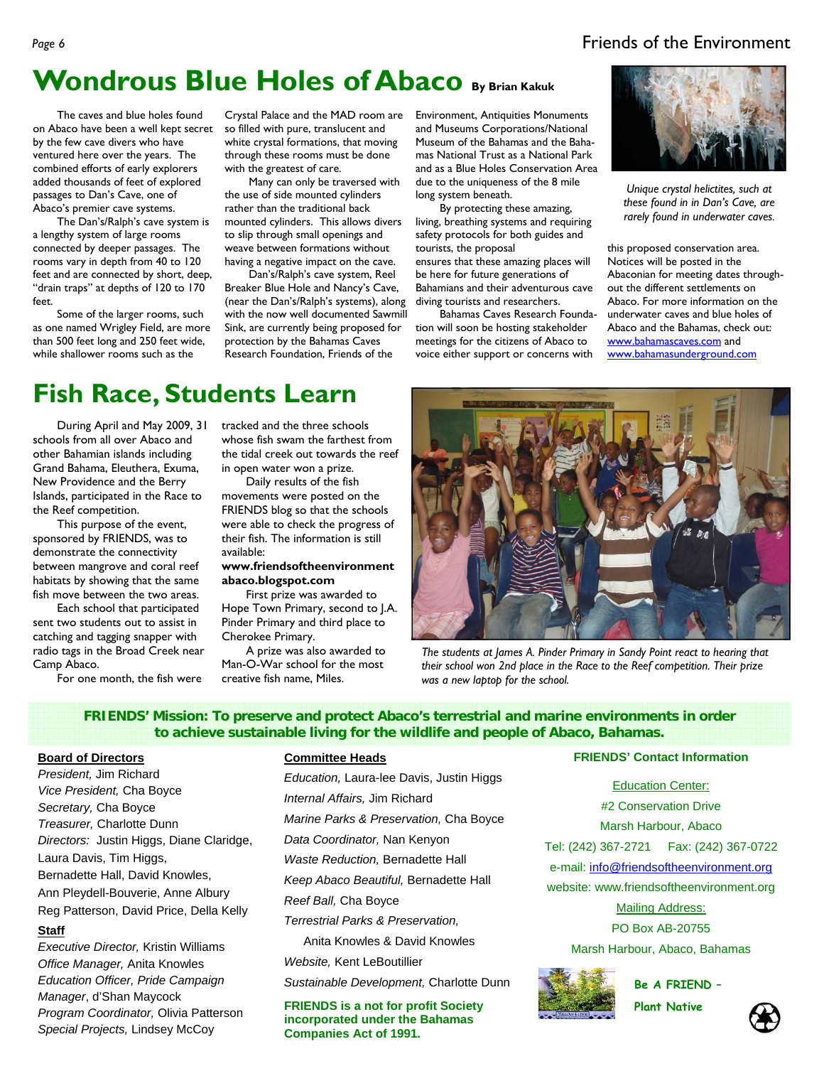# Wondrous Blue Holes of Abaco

**By Brian Kakuk**

The caves and blue holes found on Abaco have been a well kept secret by the few cave divers who have ventured here over the years. The combined efforts of early explorers added thousands of feet of explored passages to Dan's Cave, one of Abaco's premier cave systems.

The Dan's/Ralph's cave system is a lengthy system of large rooms connected by deeper passages. The rooms vary in depth from 40 to 120 feet and are connected by short, deep, "drain traps" at depths of 120 to 170 feet.

Some of the larger rooms, such as one named Wrigley Field, are more than 500 feet long and 250 feet wide, while shallower rooms such as the Crystal Palace and the MAD room are so filled with pure, translucent and white crystal formations, that moving through these rooms must be done with the greatest of care.

Many can only be traversed with the use of side mounted cylinders rather than the traditional back mounted cylinders. This allows divers to slip through small openings and weave between formations without having a negative impact on the cave.

Dan's/Ralph's cave system, Reel Breaker Blue Hole and Nancy's Cave, (near the Dan's/Ralph's systems), along with the now well documented Sawmill Sink, are currently being proposed for protection by the Bahamas Caves Research Foundation, Friends of the Environment, Antiquities Monuments and Museums Corporations/National Museum of the Bahamas and the Bahamas National Trust as a National Park and as a Blue Holes Conservation Area due to the uniqueness of the 8 mile long system beneath.

By protecting these amazing, living, breathing systems and requiring safety protocols for both guides and tourists, the proposal ensures that these amazing places will be here for future generations of Bahamians and their adventurous cave diving tourists and researchers.

Bahamas Caves Research Foundation will soon be hosting stakeholder meetings for the citizens of Abaco to voice either support or concerns with this proposed conservation area. Notices will be posted in the Abaconian for meeting dates throughout the different settlements on Abaco. For more information on the underwater caves and blue holes of Abaco and the Bahamas, check out: www.bahamascaves.com and www.bahamasunderground.com

*Unique crystal helictites, such at these found in in Dan's Cave, are rarely found in underwater caves.*

# Fish Race, Students Learn

During April and May 2009, 31 schools from all over Abaco and other Bahamian islands including Grand Bahama, Eleuthera, Exuma, New Providence and the Berry Islands, participated in the Race to the Reef competition.

This purpose of the event, sponsored by FRIENDS, was to demonstrate the connectivity between mangrove and coral reef habitats by showing that the same fish move between the two areas.

Each school that participated sent two students out to assist in catching and tagging snapper with radio tags in the Broad Creek near Camp Abaco.

For one month, the fish were tracked and the three schools whose fish swam the farthest from the tidal creek out towards the reef in open water won a prize.

Daily results of the fish movements were posted on the FRIENDS blog so that the schools were able to check the progress of their fish. The information is still available:
**www.friendsoftheenvironmentabaco.blogspot.com**

First prize was awarded to Hope Town Primary, second to J.A. Pinder Primary and third place to Cherokee Primary.

A prize was also awarded to Man-O-War school for the most creative fish name, Miles.

*The students at James A. Pinder Primary in Sandy Point react to hearing that their school won 2nd place in the Race to the Reef competition. Their prize was a new laptop for the school.*

**FRIENDS' Mission: To preserve and protect Abaco's terrestrial and marine environments in order to achieve sustainable living for the wildlife and people of Abaco, Bahamas.**

**Board of Directors**

*President,* Jim Richard
*Vice President,* Cha Boyce
*Secretary,* Cha Boyce
*Treasurer,* Charlotte Dunn
*Directors:* Justin Higgs, Diane Claridge, Laura Davis, Tim Higgs, Bernadette Hall, David Knowles, Ann Pleydell-Bouverie, Anne Albury Reg Patterson, David Price, Della Kelly

**Staff**

*Executive Director,* Kristin Williams
*Office Manager,* Anita Knowles
*Education Officer, Pride Campaign Manager*, d'Shan Maycock
*Program Coordinator,* Olivia Patterson
*Special Projects,* Lindsey McCoy

**Committee Heads**

*Education,* Laura-lee Davis, Justin Higgs
*Internal Affairs,* Jim Richard
*Marine Parks & Preservation,* Cha Boyce
*Data Coordinator,* Nan Kenyon
*Waste Reduction,* Bernadette Hall
*Keep Abaco Beautiful,* Bernadette Hall
*Reef Ball,* Cha Boyce
*Terrestrial Parks & Preservation,* Anita Knowles & David Knowles
*Website,* Kent LeBoutillier
*Sustainable Development,* Charlotte Dunn

**FRIENDS is a not for profit Society incorporated under the Bahamas Companies Act of 1991.**

**FRIENDS' Contact Information**

Education Center:
#2 Conservation Drive
Marsh Harbour, Abaco
Tel: (242) 367-2721 Fax: (242) 367-0722
e-mail: info@friendsoftheenvironment.org
website: www.friendsoftheenvironment.org

Mailing Address:
PO Box AB-20755
Marsh Harbour, Abaco, Bahamas

**Be A FRIEND – Plant Native**